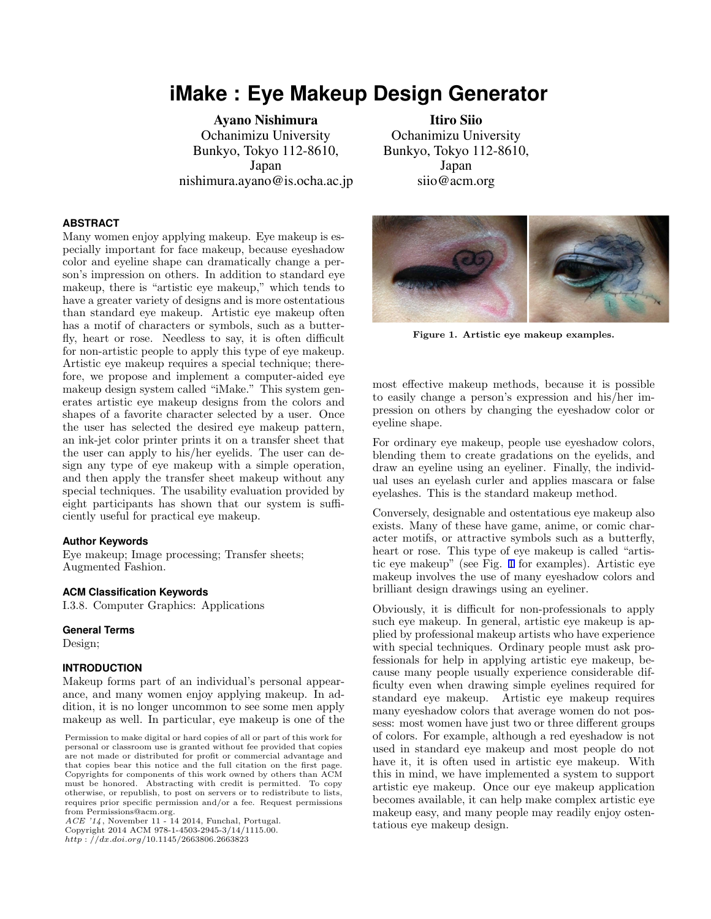# iMake : Eye Makeup Design Generator

**Ayano Nishimura**
Ochanimizu University
Bunkyo, Tokyo 112-8610, Japan
nishimura.ayano@is.ocha.ac.jp

**Itiro Siio**
Ochanimizu University
Bunkyo, Tokyo 112-8610, Japan
siio@acm.org

## ABSTRACT

Many women enjoy applying makeup. Eye makeup is especially important for face makeup, because eyeshadow color and eyeline shape can dramatically change a person's impression on others. In addition to standard eye makeup, there is "artistic eye makeup," which tends to have a greater variety of designs and is more ostentatious than standard eye makeup. Artistic eye makeup often has a motif of characters or symbols, such as a butterfly, heart or rose. Needless to say, it is often difficult for non-artistic people to apply this type of eye makeup. Artistic eye makeup requires a special technique; therefore, we propose and implement a computer-aided eye makeup design system called "iMake." This system generates artistic eye makeup designs from the colors and shapes of a favorite character selected by a user. Once the user has selected the desired eye makeup pattern, an ink-jet color printer prints it on a transfer sheet that the user can apply to his/her eyelids. The user can design any type of eye makeup with a simple operation, and then apply the transfer sheet makeup without any special techniques. The usability evaluation provided by eight participants has shown that our system is sufficiently useful for practical eye makeup.

### Author Keywords

Eye makeup; Image processing; Transfer sheets; Augmented Fashion.

### ACM Classification Keywords

I.3.8. Computer Graphics: Applications

### General Terms

Design;

## INTRODUCTION

Makeup forms part of an individual's personal appearance, and many women enjoy applying makeup. In addition, it is no longer uncommon to see some men apply makeup as well. In particular, eye makeup is one of the most effective makeup methods, because it is possible to easily change a person's expression and his/her impression on others by changing the eyeshadow color or eyeline shape.

Permission to make digital or hard copies of all or part of this work for personal or classroom use is granted without fee provided that copies are not made or distributed for profit or commercial advantage and that copies bear this notice and the full citation on the first page. Copyrights for components of this work owned by others than ACM must be honored. Abstracting with credit is permitted. To copy otherwise, or republish, to post on servers or to redistribute to lists, requires prior specific permission and/or a fee. Request permissions from Permissions@acm.org.
*ACE '14*, November 11 - 14 2014, Funchal, Portugal.
Copyright 2014 ACM 978-1-4503-2945-3/14/1115.00.
*http://dx.doi.org*/10.1145/2663806.2663823

**Figure 1. Artistic eye makeup examples.**

For ordinary eye makeup, people use eyeshadow colors, blending them to create gradations on the eyelids, and draw an eyeline using an eyeliner. Finally, the individual uses an eyelash curler and applies mascara or false eyelashes. This is the standard makeup method.

Conversely, designable and ostentatious eye makeup also exists. Many of these have game, anime, or comic character motifs, or attractive symbols such as a butterfly, heart or rose. This type of eye makeup is called "artistic eye makeup" (see Fig. 1 for examples). Artistic eye makeup involves the use of many eyeshadow colors and brilliant design drawings using an eyeliner.

Obviously, it is difficult for non-professionals to apply such eye makeup. In general, artistic eye makeup is applied by professional makeup artists who have experience with special techniques. Ordinary people must ask professionals for help in applying artistic eye makeup, because many people usually experience considerable difficulty even when drawing simple eyelines required for standard eye makeup. Artistic eye makeup requires many eyeshadow colors that average women do not possess: most women have just two or three different groups of colors. For example, although a red eyeshadow is not used in standard eye makeup and most people do not have it, it is often used in artistic eye makeup. With this in mind, we have implemented a system to support artistic eye makeup. Once our eye makeup application becomes available, it can help make complex artistic eye makeup easy, and many people may readily enjoy ostentatious eye makeup design.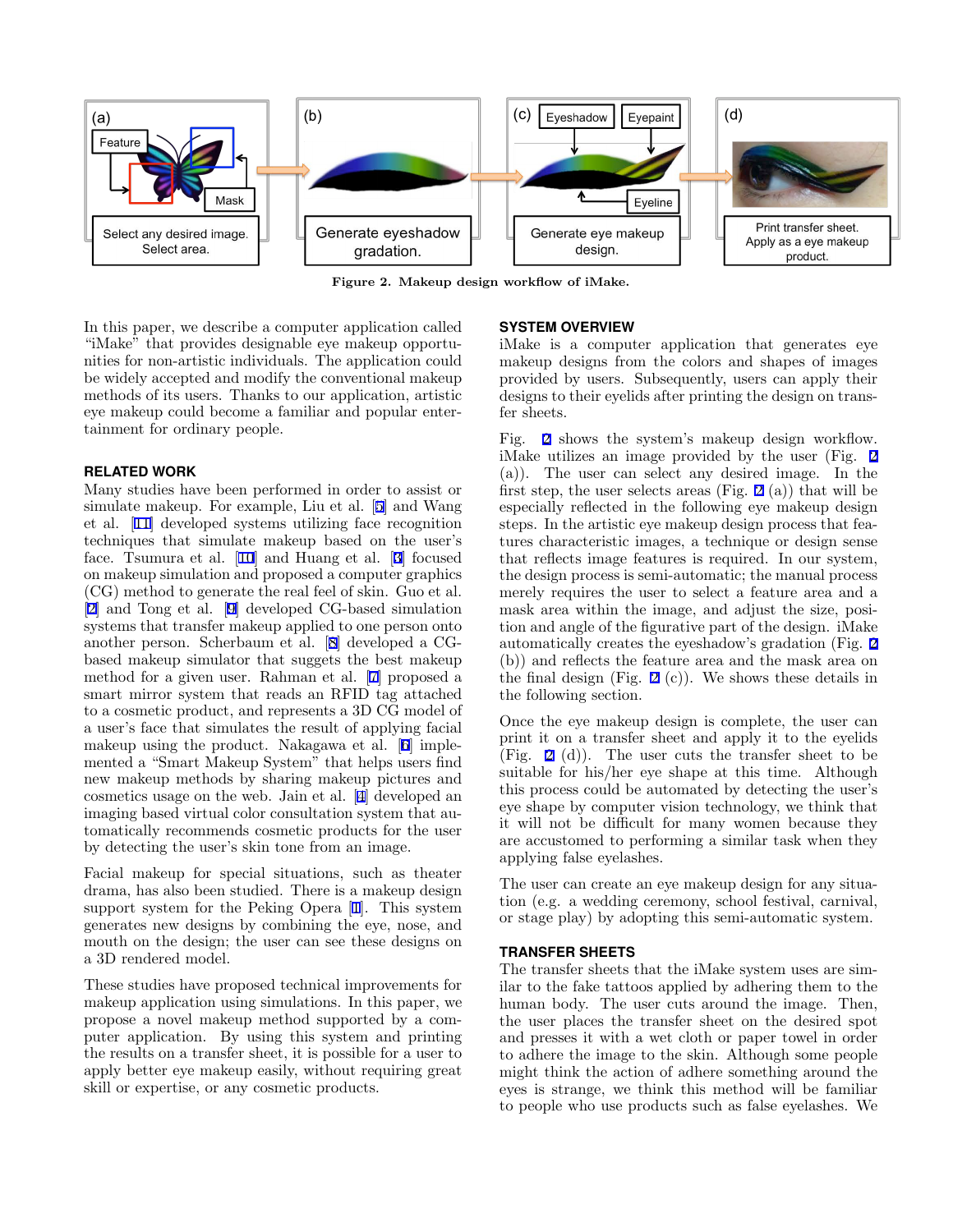Figure 2. Makeup design workflow of iMake.

In this paper, we describe a computer application called "iMake" that provides designable eye makeup opportunities for non-artistic individuals. The application could be widely accepted and modify the conventional makeup methods of its users. Thanks to our application, artistic eye makeup could become a familiar and popular entertainment for ordinary people.

## RELATED WORK

Many studies have been performed in order to assist or simulate makeup. For example, Liu et al. [5] and Wang et al. [11] developed systems utilizing face recognition techniques that simulate makeup based on the user's face. Tsumura et al. [10] and Huang et al. [3] focused on makeup simulation and proposed a computer graphics (CG) method to generate the real feel of skin. Guo et al. [2] and Tong et al. [9] developed CG-based simulation systems that transfer makeup applied to one person onto another person. Scherbaum et al. [8] developed a CG-based makeup simulator that suggests the best makeup method for a given user. Rahman et al. [7] proposed a smart mirror system that reads an RFID tag attached to a cosmetic product, and represents a 3D CG model of a user's face that simulates the result of applying facial makeup using the product. Nakagawa et al. [6] implemented a "Smart Makeup System" that helps users find new makeup methods by sharing makeup pictures and cosmetics usage on the web. Jain et al. [4] developed an imaging based virtual color consultation system that automatically recommends cosmetic products for the user by detecting the user's skin tone from an image.

Facial makeup for special situations, such as theater drama, has also been studied. There is a makeup design support system for the Peking Opera [1]. This system generates new designs by combining the eye, nose, and mouth on the design; the user can see these designs on a 3D rendered model.

These studies have proposed technical improvements for makeup application using simulations. In this paper, we propose a novel makeup method supported by a computer application. By using this system and printing the results on a transfer sheet, it is possible for a user to apply better eye makeup easily, without requiring great skill or expertise, or any cosmetic products.

## SYSTEM OVERVIEW

iMake is a computer application that generates eye makeup designs from the colors and shapes of images provided by users. Subsequently, users can apply their designs to their eyelids after printing the design on transfer sheets.

Fig. 2 shows the system's makeup design workflow. iMake utilizes an image provided by the user (Fig. 2 (a)). The user can select any desired image. In the first step, the user selects areas (Fig. 2 (a)) that will be especially reflected in the following eye makeup design steps. In the artistic eye makeup design process that features characteristic images, a technique or design sense that reflects image features is required. In our system, the design process is semi-automatic; the manual process merely requires the user to select a feature area and a mask area within the image, and adjust the size, position and angle of the figurative part of the design. iMake automatically creates the eyeshadow's gradation (Fig. 2 (b)) and reflects the feature area and the mask area on the final design (Fig. 2 (c)). We shows these details in the following section.

Once the eye makeup design is complete, the user can print it on a transfer sheet and apply it to the eyelids (Fig. 2 (d)). The user cuts the transfer sheet to be suitable for his/her eye shape at this time. Although this process could be automated by detecting the user's eye shape by computer vision technology, we think that it will not be difficult for many women because they are accustomed to performing a similar task when they applying false eyelashes.

The user can create an eye makeup design for any situation (e.g. a wedding ceremony, school festival, carnival, or stage play) by adopting this semi-automatic system.

## TRANSFER SHEETS

The transfer sheets that the iMake system uses are similar to the fake tattoos applied by adhering them to the human body. The user cuts around the image. Then, the user places the transfer sheet on the desired spot and presses it with a wet cloth or paper towel in order to adhere the image to the skin. Although some people might think the action of adhere something around the eyes is strange, we think this method will be familiar to people who use products such as false eyelashes. We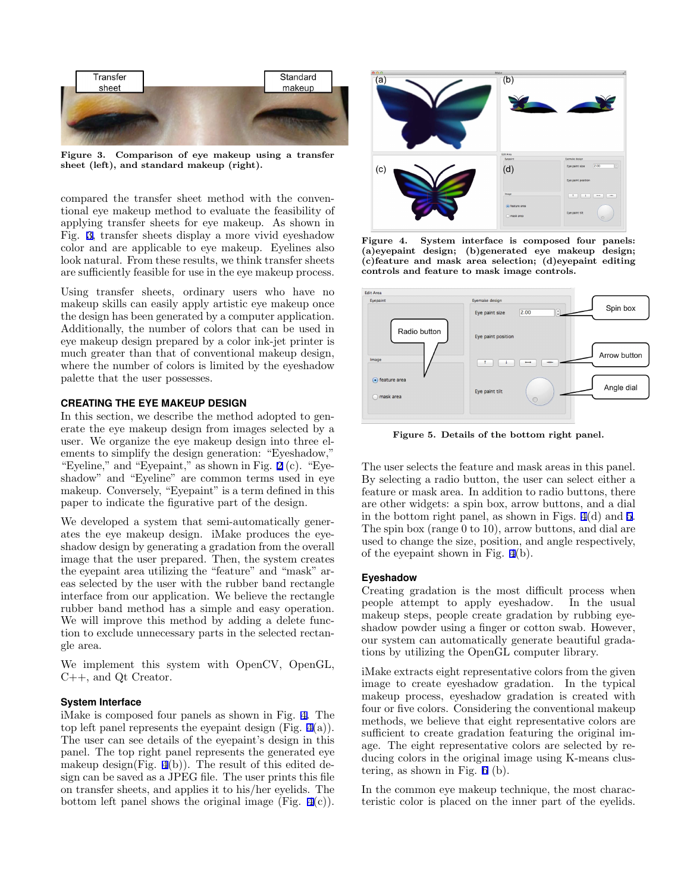Figure 3. Comparison of eye makeup using a transfer sheet (left), and standard makeup (right).

compared the transfer sheet method with the conventional eye makeup method to evaluate the feasibility of applying transfer sheets for eye makeup. As shown in Fig. 3, transfer sheets display a more vivid eyeshadow color and are applicable to eye makeup. Eyelines also look natural. From these results, we think transfer sheets are sufficiently feasible for use in the eye makeup process.

Using transfer sheets, ordinary users who have no makeup skills can easily apply artistic eye makeup once the design has been generated by a computer application. Additionally, the number of colors that can be used in eye makeup design prepared by a color ink-jet printer is much greater than that of conventional makeup design, where the number of colors is limited by the eyeshadow palette that the user possesses.

## CREATING THE EYE MAKEUP DESIGN

In this section, we describe the method adopted to generate the eye makeup design from images selected by a user. We organize the eye makeup design into three elements to simplify the design generation: "Eyeshadow," "Eyeline," and "Eyepaint," as shown in Fig. 2 (c). "Eyeshadow" and "Eyeline" are common terms used in eye makeup. Conversely, "Eyepaint" is a term defined in this paper to indicate the figurative part of the design.

We developed a system that semi-automatically generates the eye makeup design. iMake produces the eyeshadow design by generating a gradation from the overall image that the user prepared. Then, the system creates the eyepaint area utilizing the "feature" and "mask" areas selected by the user with the rubber band rectangle interface from our application. We believe the rectangle rubber band method has a simple and easy operation. We will improve this method by adding a delete function to exclude unnecessary parts in the selected rectangle area.

We implement this system with OpenCV, OpenGL, C++, and Qt Creator.

### System Interface

iMake is composed four panels as shown in Fig. 4. The top left panel represents the eyepaint design (Fig. 4(a)). The user can see details of the eyepaint's design in this panel. The top right panel represents the generated eye makeup design(Fig. 4(b)). The result of this edited design can be saved as a JPEG file. The user prints this file on transfer sheets, and applies it to his/her eyelids. The bottom left panel shows the original image (Fig. 4(c)).

Figure 4. System interface is composed four panels: (a)eyepaint design; (b)generated eye makeup design; (c)feature and mask area selection; (d)eyepaint editing controls and feature to mask image controls.

Figure 5. Details of the bottom right panel.

The user selects the feature and mask areas in this panel. By selecting a radio button, the user can select either a feature or mask area. In addition to radio buttons, there are other widgets: a spin box, arrow buttons, and a dial in the bottom right panel, as shown in Figs. 4(d) and 5. The spin box (range 0 to 10), arrow buttons, and dial are used to change the size, position, and angle respectively, of the eyepaint shown in Fig. 4(b).

### Eyeshadow

Creating gradation is the most difficult process when people attempt to apply eyeshadow. In the usual makeup steps, people create gradation by rubbing eyeshadow powder using a finger or cotton swab. However, our system can automatically generate beautiful gradations by utilizing the OpenGL computer library.

iMake extracts eight representative colors from the given image to create eyeshadow gradation. In the typical makeup process, eyeshadow gradation is created with four or five colors. Considering the conventional makeup methods, we believe that eight representative colors are sufficient to create gradation featuring the original image. The eight representative colors are selected by reducing colors in the original image using K-means clustering, as shown in Fig. 6 (b).

In the common eye makeup technique, the most characteristic color is placed on the inner part of the eyelids.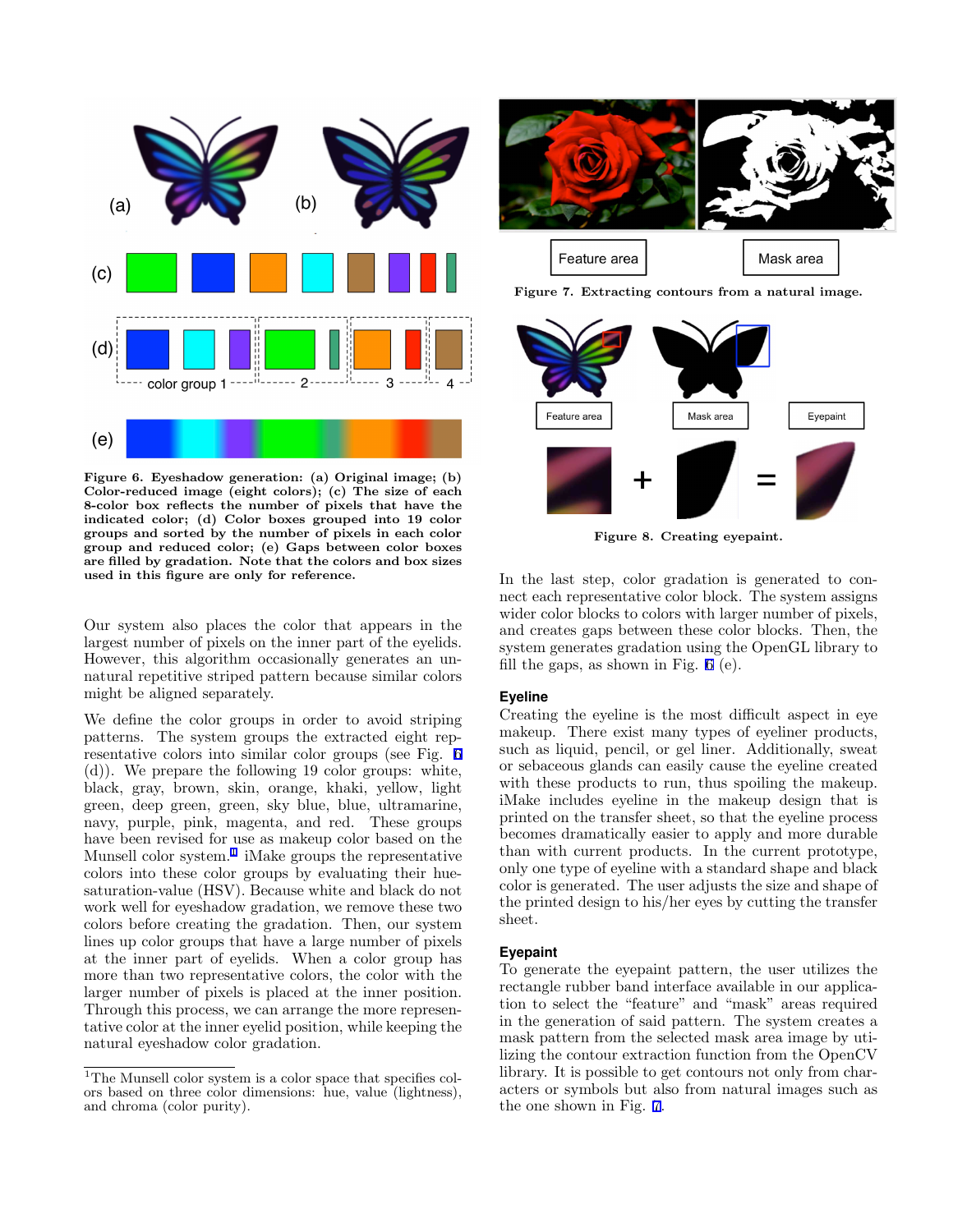(a)

(b)

(c)

(d)

color group 1

2

3

4

(e)

**Figure 6. Eyeshadow generation: (a) Original image; (b) Color-reduced image (eight colors); (c) The size of each 8-color box reflects the number of pixels that have the indicated color; (d) Color boxes grouped into 19 color groups and sorted by the number of pixels in each color group and reduced color; (e) Gaps between color boxes are filled by gradation. Note that the colors and box sizes used in this figure are only for reference.**

Our system also places the color that appears in the largest number of pixels on the inner part of the eyelids. However, this algorithm occasionally generates an unnatural repetitive striped pattern because similar colors might be aligned separately.

We define the color groups in order to avoid striping patterns. The system groups the extracted eight representative colors into similar color groups (see Fig. 6 (d)). We prepare the following 19 color groups: white, black, gray, brown, skin, orange, khaki, yellow, light green, deep green, green, sky blue, blue, ultramarine, navy, purple, pink, magenta, and red. These groups have been revised for use as makeup color based on the Munsell color system.[1] iMake groups the representative colors into these color groups by evaluating their hue-saturation-value (HSV). Because white and black do not work well for eyeshadow gradation, we remove these two colors before creating the gradation. Then, our system lines up color groups that have a large number of pixels at the inner part of eyelids. When a color group has more than two representative colors, the color with the larger number of pixels is placed at the inner position. Through this process, we can arrange the more representative color at the inner eyelid position, while keeping the natural eyeshadow color gradation.

[1]The Munsell color system is a color space that specifies colors based on three color dimensions: hue, value (lightness), and chroma (color purity).

Feature area

Mask area

**Figure 7. Extracting contours from a natural image.**

Feature area

Mask area

Eyepaint

**Figure 8. Creating eyepaint.**

In the last step, color gradation is generated to connect each representative color block. The system assigns wider color blocks to colors with larger number of pixels, and creates gaps between these color blocks. Then, the system generates gradation using the OpenGL library to fill the gaps, as shown in Fig. 6 (e).

### Eyeline

Creating the eyeline is the most difficult aspect in eye makeup. There exist many types of eyeliner products, such as liquid, pencil, or gel liner. Additionally, sweat or sebaceous glands can easily cause the eyeline created with these products to run, thus spoiling the makeup. iMake includes eyeline in the makeup design that is printed on the transfer sheet, so that the eyeline process becomes dramatically easier to apply and more durable than with current products. In the current prototype, only one type of eyeline with a standard shape and black color is generated. The user adjusts the size and shape of the printed design to his/her eyes by cutting the transfer sheet.

### Eyepaint

To generate the eyepaint pattern, the user utilizes the rectangle rubber band interface available in our application to select the "feature" and "mask" areas required in the generation of said pattern. The system creates a mask pattern from the selected mask area image by utilizing the contour extraction function from the OpenCV library. It is possible to get contours not only from characters or symbols but also from natural images such as the one shown in Fig. 7.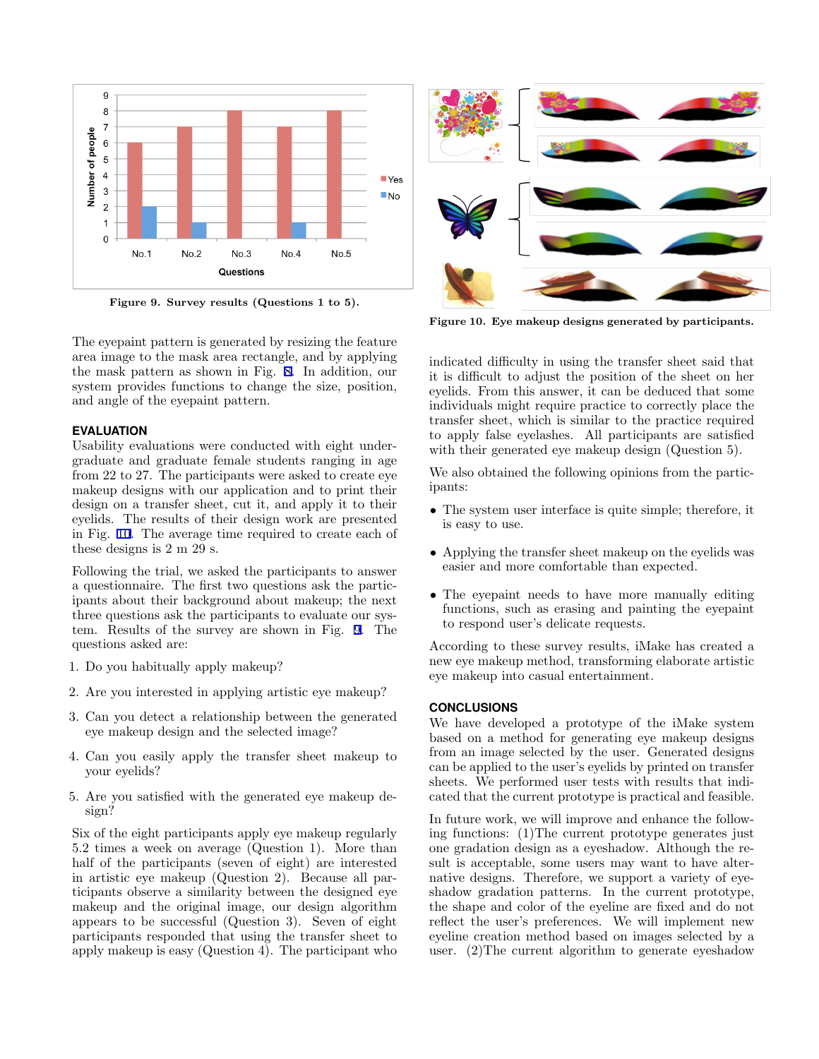Figure 9. Survey results (Questions 1 to 5).

Figure 10. Eye makeup designs generated by participants.

The eyepaint pattern is generated by resizing the feature area image to the mask area rectangle, and by applying the mask pattern as shown in Fig. 8. In addition, our system provides functions to change the size, position, and angle of the eyepaint pattern.

## EVALUATION

Usability evaluations were conducted with eight undergraduate and graduate female students ranging in age from 22 to 27. The participants were asked to create eye makeup designs with our application and to print their design on a transfer sheet, cut it, and apply it to their eyelids. The results of their design work are presented in Fig. 10. The average time required to create each of these designs is 2 m 29 s.

Following the trial, we asked the participants to answer a questionnaire. The first two questions ask the participants about their background about makeup; the next three questions ask the participants to evaluate our system. Results of the survey are shown in Fig. 9. The questions asked are:

1. Do you habitually apply makeup?
2. Are you interested in applying artistic eye makeup?
3. Can you detect a relationship between the generated eye makeup design and the selected image?
4. Can you easily apply the transfer sheet makeup to your eyelids?
5. Are you satisfied with the generated eye makeup design?

Six of the eight participants apply eye makeup regularly 5.2 times a week on average (Question 1). More than half of the participants (seven of eight) are interested in artistic eye makeup (Question 2). Because all participants observe a similarity between the designed eye makeup and the original image, our design algorithm appears to be successful (Question 3). Seven of eight participants responded that using the transfer sheet to apply makeup is easy (Question 4). The participant who indicated difficulty in using the transfer sheet said that it is difficult to adjust the position of the sheet on her eyelids. From this answer, it can be deduced that some individuals might require practice to correctly place the transfer sheet, which is similar to the practice required to apply false eyelashes. All participants are satisfied with their generated eye makeup design (Question 5).

We also obtained the following opinions from the participants:

- The system user interface is quite simple; therefore, it is easy to use.
- Applying the transfer sheet makeup on the eyelids was easier and more comfortable than expected.
- The eyepaint needs to have more manually editing functions, such as erasing and painting the eyepaint to respond user's delicate requests.

According to these survey results, iMake has created a new eye makeup method, transforming elaborate artistic eye makeup into casual entertainment.

## CONCLUSIONS

We have developed a prototype of the iMake system based on a method for generating eye makeup designs from an image selected by the user. Generated designs can be applied to the user's eyelids by printed on transfer sheets. We performed user tests with results that indicated that the current prototype is practical and feasible.

In future work, we will improve and enhance the following functions: (1)The current prototype generates just one gradation design as a eyeshadow. Although the result is acceptable, some users may want to have alternative designs. Therefore, we support a variety of eyeshadow gradation patterns. In the current prototype, the shape and color of the eyeline are fixed and do not reflect the user's preferences. We will implement new eyeline creation method based on images selected by a user. (2)The current algorithm to generate eyeshadow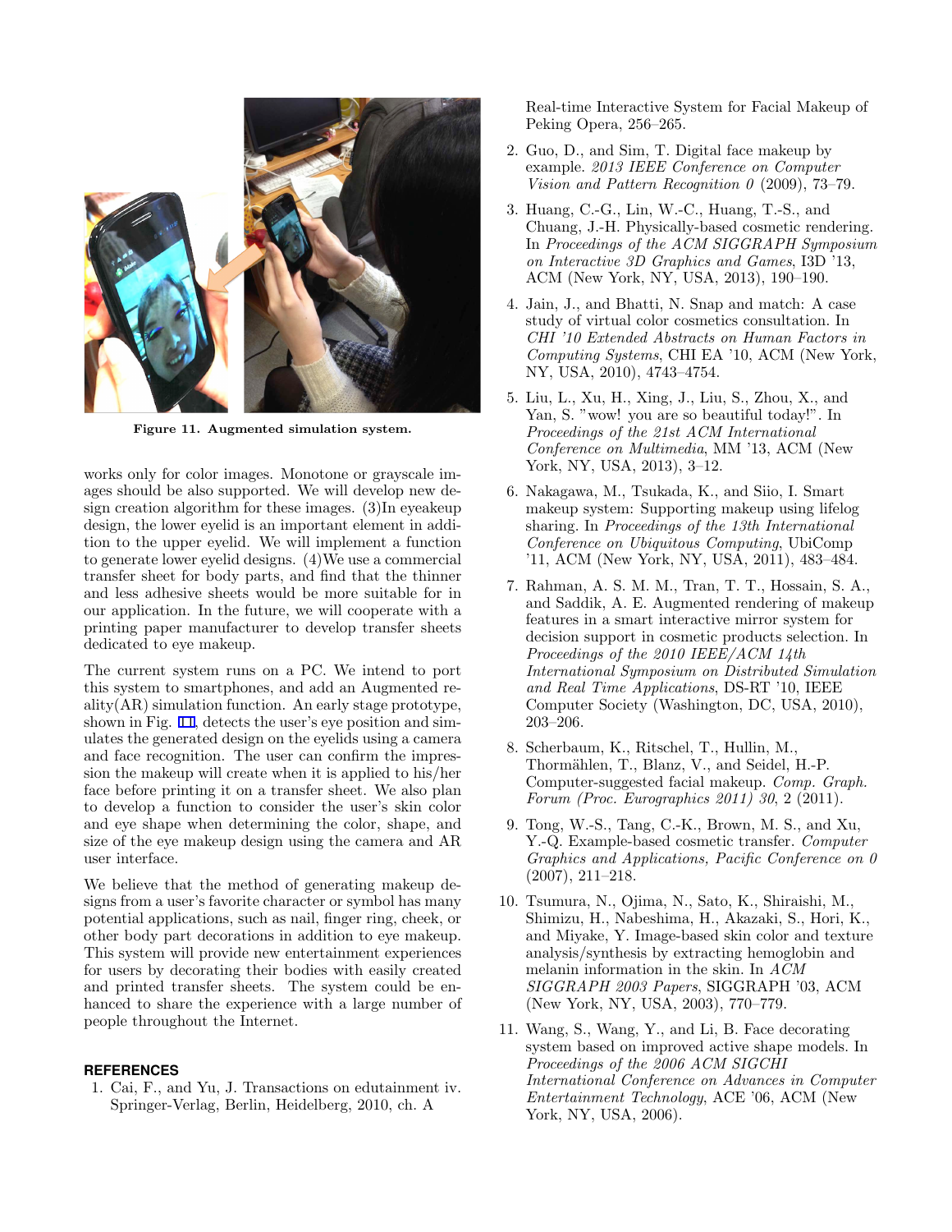Figure 11. Augmented simulation system.

works only for color images. Monotone or grayscale images should be also supported. We will develop new design creation algorithm for these images. (3)In eyeakeup design, the lower eyelid is an important element in addition to the upper eyelid. We will implement a function to generate lower eyelid designs. (4)We use a commercial transfer sheet for body parts, and find that the thinner and less adhesive sheets would be more suitable for in our application. In the future, we will cooperate with a printing paper manufacturer to develop transfer sheets dedicated to eye makeup.

The current system runs on a PC. We intend to port this system to smartphones, and add an Augmented reality(AR) simulation function. An early stage prototype, shown in Fig. 11, detects the user's eye position and simulates the generated design on the eyelids using a camera and face recognition. The user can confirm the impression the makeup will create when it is applied to his/her face before printing it on a transfer sheet. We also plan to develop a function to consider the user's skin color and eye shape when determining the color, shape, and size of the eye makeup design using the camera and AR user interface.

We believe that the method of generating makeup designs from a user's favorite character or symbol has many potential applications, such as nail, finger ring, cheek, or other body part decorations in addition to eye makeup. This system will provide new entertainment experiences for users by decorating their bodies with easily created and printed transfer sheets. The system could be enhanced to share the experience with a large number of people throughout the Internet.

## REFERENCES

1. Cai, F., and Yu, J. Transactions on edutainment iv. Springer-Verlag, Berlin, Heidelberg, 2010, ch. A Real-time Interactive System for Facial Makeup of Peking Opera, 256–265.
2. Guo, D., and Sim, T. Digital face makeup by example. *2013 IEEE Conference on Computer Vision and Pattern Recognition 0* (2009), 73–79.
3. Huang, C.-G., Lin, W.-C., Huang, T.-S., and Chuang, J.-H. Physically-based cosmetic rendering. In *Proceedings of the ACM SIGGRAPH Symposium on Interactive 3D Graphics and Games*, I3D '13, ACM (New York, NY, USA, 2013), 190–190.
4. Jain, J., and Bhatti, N. Snap and match: A case study of virtual color cosmetics consultation. In *CHI '10 Extended Abstracts on Human Factors in Computing Systems*, CHI EA '10, ACM (New York, NY, USA, 2010), 4743–4754.
5. Liu, L., Xu, H., Xing, J., Liu, S., Zhou, X., and Yan, S. "wow! you are so beautiful today!". In *Proceedings of the 21st ACM International Conference on Multimedia*, MM '13, ACM (New York, NY, USA, 2013), 3–12.
6. Nakagawa, M., Tsukada, K., and Siio, I. Smart makeup system: Supporting makeup using lifelog sharing. In *Proceedings of the 13th International Conference on Ubiquitous Computing*, UbiComp '11, ACM (New York, NY, USA, 2011), 483–484.
7. Rahman, A. S. M. M., Tran, T. T., Hossain, S. A., and Saddik, A. E. Augmented rendering of makeup features in a smart interactive mirror system for decision support in cosmetic products selection. In *Proceedings of the 2010 IEEE/ACM 14th International Symposium on Distributed Simulation and Real Time Applications*, DS-RT '10, IEEE Computer Society (Washington, DC, USA, 2010), 203–206.
8. Scherbaum, K., Ritschel, T., Hullin, M., Thormählen, T., Blanz, V., and Seidel, H.-P. Computer-suggested facial makeup. *Comp. Graph. Forum (Proc. Eurographics 2011) 30*, 2 (2011).
9. Tong, W.-S., Tang, C.-K., Brown, M. S., and Xu, Y.-Q. Example-based cosmetic transfer. *Computer Graphics and Applications, Pacific Conference on 0* (2007), 211–218.
10. Tsumura, N., Ojima, N., Sato, K., Shiraishi, M., Shimizu, H., Nabeshima, H., Akazaki, S., Hori, K., and Miyake, Y. Image-based skin color and texture analysis/synthesis by extracting hemoglobin and melanin information in the skin. In *ACM SIGGRAPH 2003 Papers*, SIGGRAPH '03, ACM (New York, NY, USA, 2003), 770–779.
11. Wang, S., Wang, Y., and Li, B. Face decorating system based on improved active shape models. In *Proceedings of the 2006 ACM SIGCHI International Conference on Advances in Computer Entertainment Technology*, ACE '06, ACM (New York, NY, USA, 2006).